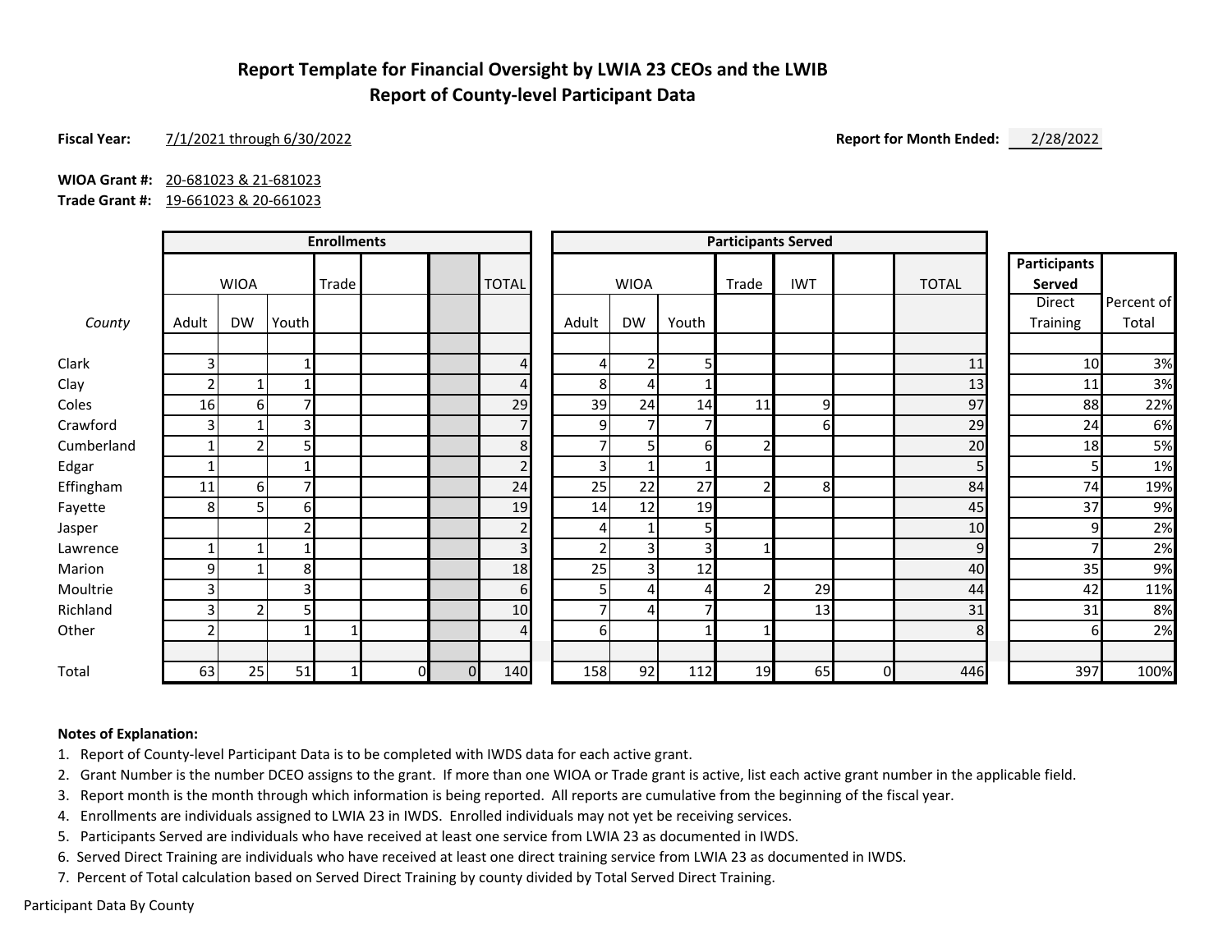# Report Template for Financial Oversight by LWIA 23 CEOs and the LWIB
## Report of County-level Participant Data

**Fiscal Year:** 7/1/2021 through 6/30/2022 **Report for Month Ended:** 2/28/2022

**WIOA Grant #:** 20-681023 & 21-681023
**Trade Grant #:** 19-661023 & 20-661023

| | Enrollments | | | | | | | Participants Served | | | | | | | Participants Served | |
|---|---|---|---|---|---|---|---|---|---|---|---|---|---|---|---|---|
| | WIOA | | | Trade | | | TOTAL | WIOA | | | Trade | IWT | | TOTAL | Direct Training | Percent of Total |
| *County* | Adult | DW | Youth | | | | | Adult | DW | Youth | | | | | | |
| Clark | 3 | | 1 | | | | 4 | 4 | 2 | 5 | | | | 11 | 10 | 3% |
| Clay | 2 | 1 | 1 | | | | 4 | 8 | 4 | 1 | | | | 13 | 11 | 3% |
| Coles | 16 | 6 | 7 | | | | 29 | 39 | 24 | 14 | 11 | 9 | | 97 | 88 | 22% |
| Crawford | 3 | 1 | 3 | | | | 7 | 9 | 7 | 7 | | 6 | | 29 | 24 | 6% |
| Cumberland | 1 | 2 | 5 | | | | 8 | 7 | 5 | 6 | 2 | | | 20 | 18 | 5% |
| Edgar | 1 | | 1 | | | | 2 | 3 | 1 | 1 | | | | 5 | 5 | 1% |
| Effingham | 11 | 6 | 7 | | | | 24 | 25 | 22 | 27 | 2 | 8 | | 84 | 74 | 19% |
| Fayette | 8 | 5 | 6 | | | | 19 | 14 | 12 | 19 | | | | 45 | 37 | 9% |
| Jasper | | | 2 | | | | 2 | 4 | 1 | 5 | | | | 10 | 9 | 2% |
| Lawrence | 1 | 1 | 1 | | | | 3 | 2 | 3 | 3 | 1 | | | 9 | 7 | 2% |
| Marion | 9 | 1 | 8 | | | | 18 | 25 | 3 | 12 | | | | 40 | 35 | 9% |
| Moultrie | 3 | | 3 | | | | 6 | 5 | 4 | 4 | 2 | 29 | | 44 | 42 | 11% |
| Richland | 3 | 2 | 5 | | | | 10 | 7 | 4 | 7 | | 13 | | 31 | 31 | 8% |
| Other | 2 | | 1 | 1 | | | 4 | 6 | | 1 | 1 | | | 8 | 6 | 2% |
| Total | 63 | 25 | 51 | 1 | 0 | 0 | 140 | 158 | 92 | 112 | 19 | 65 | 0 | 446 | 397 | 100% |

**Notes of Explanation:**

1. Report of County-level Participant Data is to be completed with IWDS data for each active grant.
2. Grant Number is the number DCEO assigns to the grant. If more than one WIOA or Trade grant is active, list each active grant number in the applicable field.
3. Report month is the month through which information is being reported. All reports are cumulative from the beginning of the fiscal year.
4. Enrollments are individuals assigned to LWIA 23 in IWDS. Enrolled individuals may not yet be receiving services.
5. Participants Served are individuals who have received at least one service from LWIA 23 as documented in IWDS.
6. Served Direct Training are individuals who have received at least one direct training service from LWIA 23 as documented in IWDS.
7. Percent of Total calculation based on Served Direct Training by county divided by Total Served Direct Training.

Participant Data By County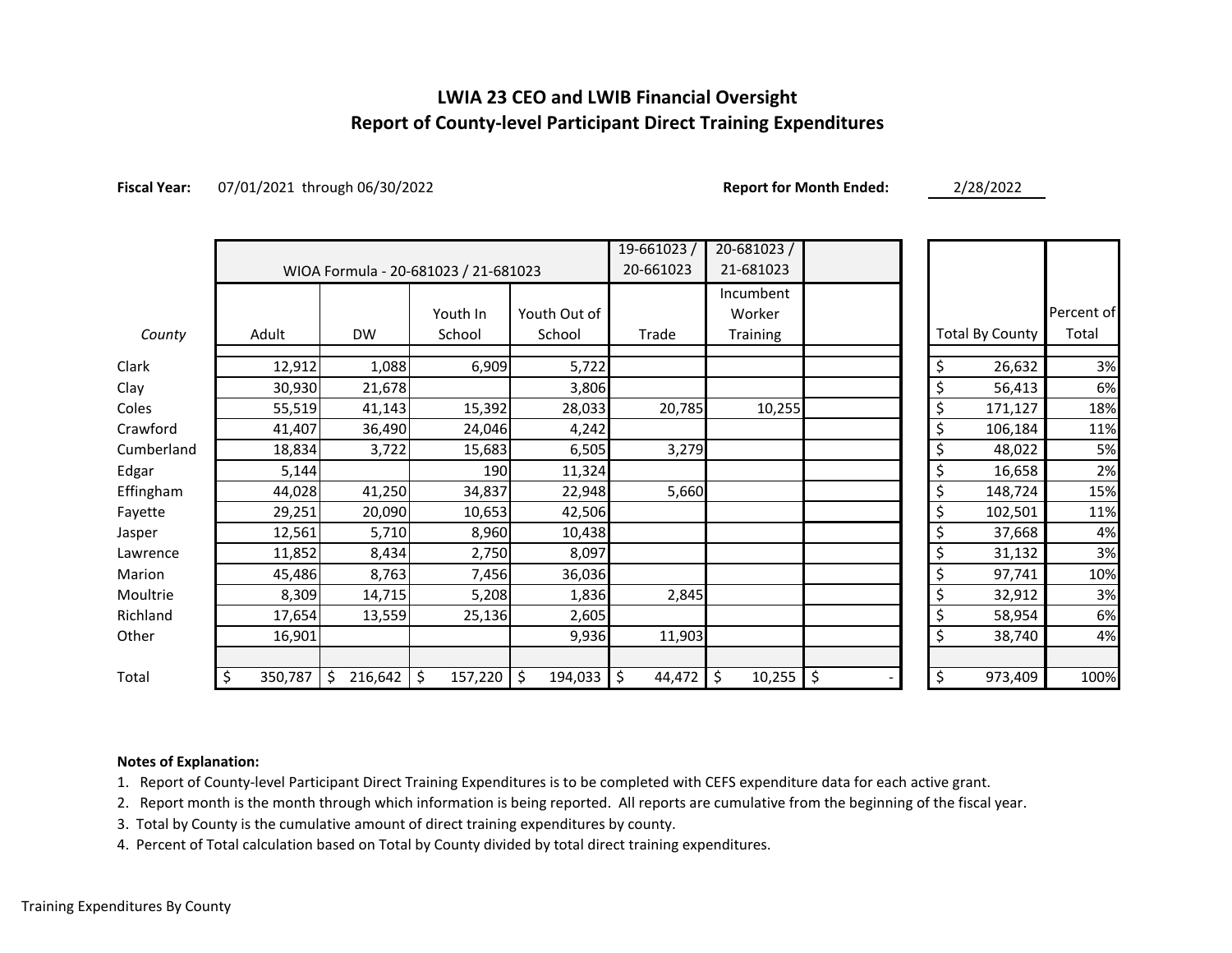# LWIA 23 CEO and LWIB Financial Oversight
## Report of County-level Participant Direct Training Expenditures

**Fiscal Year:** 07/01/2021 through 06/30/2022 **Report for Month Ended:** 2/28/2022

| | WIOA Formula - 20-681023 / 21-681023 | | | | 19-661023 / 20-661023 | 20-681023 / 21-681023 | | | |
|---|---|---|---|---|---|---|---|---|---|
| *County* | Adult | DW | Youth In School | Youth Out of School | Trade | Incumbent Worker Training | | Total By County | Percent of Total |
| Clark | 12,912 | 1,088 | 6,909 | 5,722 | | | | $ 26,632 | 3% |
| Clay | 30,930 | 21,678 | | 3,806 | | | | $ 56,413 | 6% |
| Coles | 55,519 | 41,143 | 15,392 | 28,033 | 20,785 | 10,255 | | $ 171,127 | 18% |
| Crawford | 41,407 | 36,490 | 24,046 | 4,242 | | | | $ 106,184 | 11% |
| Cumberland | 18,834 | 3,722 | 15,683 | 6,505 | 3,279 | | | $ 48,022 | 5% |
| Edgar | 5,144 | | 190 | 11,324 | | | | $ 16,658 | 2% |
| Effingham | 44,028 | 41,250 | 34,837 | 22,948 | 5,660 | | | $ 148,724 | 15% |
| Fayette | 29,251 | 20,090 | 10,653 | 42,506 | | | | $ 102,501 | 11% |
| Jasper | 12,561 | 5,710 | 8,960 | 10,438 | | | | $ 37,668 | 4% |
| Lawrence | 11,852 | 8,434 | 2,750 | 8,097 | | | | $ 31,132 | 3% |
| Marion | 45,486 | 8,763 | 7,456 | 36,036 | | | | $ 97,741 | 10% |
| Moultrie | 8,309 | 14,715 | 5,208 | 1,836 | 2,845 | | | $ 32,912 | 3% |
| Richland | 17,654 | 13,559 | 25,136 | 2,605 | | | | $ 58,954 | 6% |
| Other | 16,901 | | | 9,936 | 11,903 | | | $ 38,740 | 4% |
| Total | $ 350,787 | $ 216,642 | $ 157,220 | $ 194,033 | $ 44,472 | $ 10,255 | $ - | $ 973,409 | 100% |

**Notes of Explanation:**

1. Report of County-level Participant Direct Training Expenditures is to be completed with CEFS expenditure data for each active grant.
2. Report month is the month through which information is being reported. All reports are cumulative from the beginning of the fiscal year.
3. Total by County is the cumulative amount of direct training expenditures by county.
4. Percent of Total calculation based on Total by County divided by total direct training expenditures.

Training Expenditures By County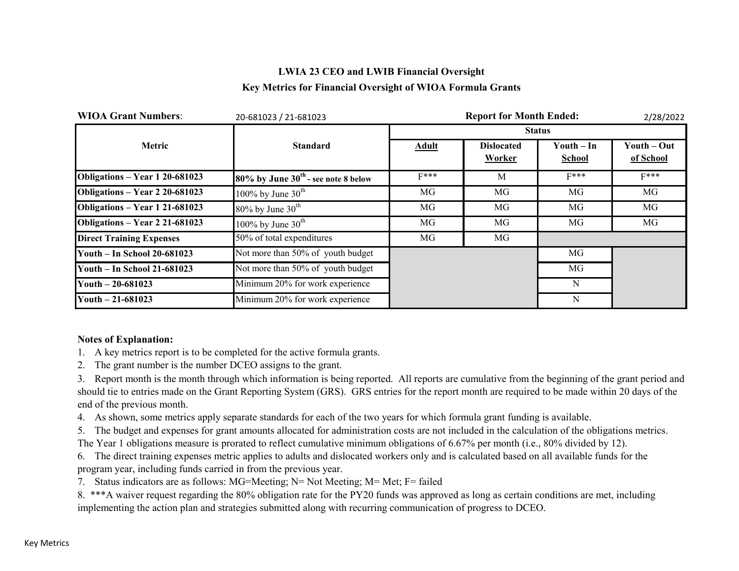# LWIA 23 CEO and LWIB Financial Oversight

## Key Metrics for Financial Oversight of WIOA Formula Grants

**WIOA Grant Numbers**: 20-681023 / 21-681023 **Report for Month Ended:** 2/28/2022

| Metric | Standard | Status | | | |
|---|---|---|---|---|---|
| | | Adult | Dislocated Worker | Youth – In School | Youth – Out of School |
| **Obligations – Year 1 20-681023** | **80% by June 30th - see note 8 below** | F*** | M | F*** | F*** |
| **Obligations – Year 2 20-681023** | 100% by June 30th | MG | MG | MG | MG |
| **Obligations – Year 1 21-681023** | 80% by June 30th | MG | MG | MG | MG |
| **Obligations – Year 2 21-681023** | 100% by June 30th | MG | MG | MG | MG |
| **Direct Training Expenses** | 50% of total expenditures | MG | MG | | |
| **Youth – In School 20-681023** | Not more than 50% of youth budget | | | MG | |
| **Youth – In School 21-681023** | Not more than 50% of youth budget | | | MG | |
| **Youth – 20-681023** | Minimum 20% for work experience | | | N | |
| **Youth – 21-681023** | Minimum 20% for work experience | | | N | |

**Notes of Explanation:**

1. A key metrics report is to be completed for the active formula grants.
2. The grant number is the number DCEO assigns to the grant.
3. Report month is the month through which information is being reported. All reports are cumulative from the beginning of the grant period and should tie to entries made on the Grant Reporting System (GRS). GRS entries for the report month are required to be made within 20 days of the end of the previous month.
4. As shown, some metrics apply separate standards for each of the two years for which formula grant funding is available.
5. The budget and expenses for grant amounts allocated for administration costs are not included in the calculation of the obligations metrics. The Year 1 obligations measure is prorated to reflect cumulative minimum obligations of 6.67% per month (i.e., 80% divided by 12).
6. The direct training expenses metric applies to adults and dislocated workers only and is calculated based on all available funds for the program year, including funds carried in from the previous year.
7. Status indicators are as follows: MG=Meeting; N= Not Meeting; M= Met; F= failed
8. ***A waiver request regarding the 80% obligation rate for the PY20 funds was approved as long as certain conditions are met, including implementing the action plan and strategies submitted along with recurring communication of progress to DCEO.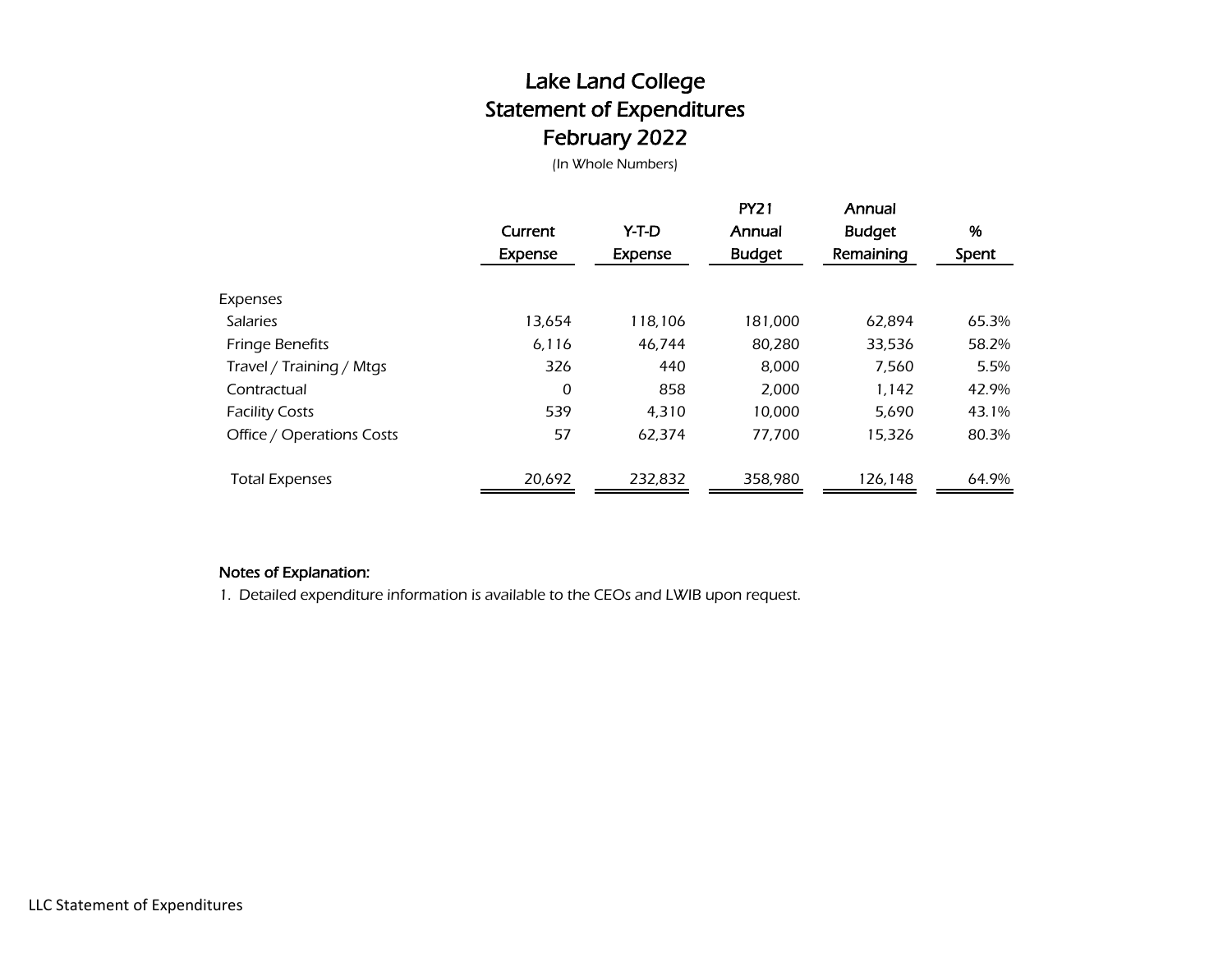# Lake Land College
## Statement of Expenditures
## February 2022

(In Whole Numbers)

| | Current Expense | Y-T-D Expense | PY21 Annual Budget | Annual Budget Remaining | % Spent |
|---|---|---|---|---|---|
| Expenses | | | | | |
| Salaries | 13,654 | 118,106 | 181,000 | 62,894 | 65.3% |
| Fringe Benefits | 6,116 | 46,744 | 80,280 | 33,536 | 58.2% |
| Travel / Training / Mtgs | 326 | 440 | 8,000 | 7,560 | 5.5% |
| Contractual | 0 | 858 | 2,000 | 1,142 | 42.9% |
| Facility Costs | 539 | 4,310 | 10,000 | 5,690 | 43.1% |
| Office / Operations Costs | 57 | 62,374 | 77,700 | 15,326 | 80.3% |
| Total Expenses | 20,692 | 232,832 | 358,980 | 126,148 | 64.9% |

**Notes of Explanation:**

1. Detailed expenditure information is available to the CEOs and LWIB upon request.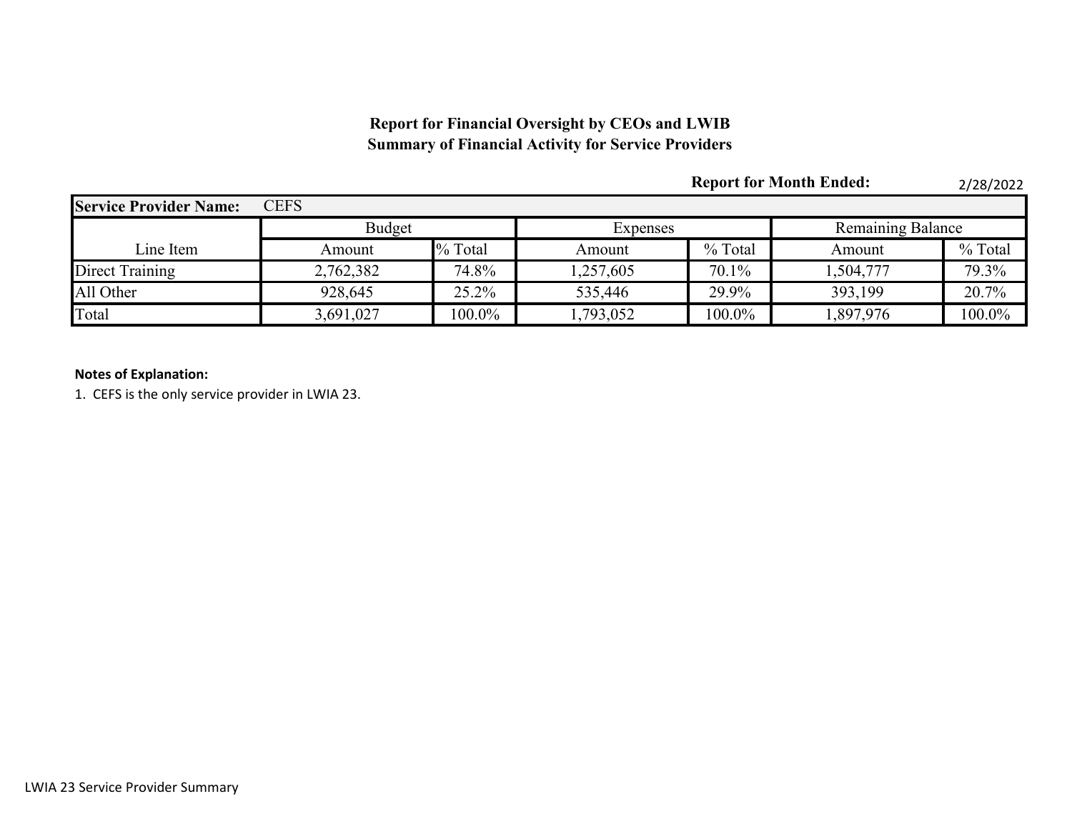**Report for Financial Oversight by CEOs and LWIB**
**Summary of Financial Activity for Service Providers**

**Report for Month Ended:** 2/28/2022

| **Service Provider Name:** | CEFS | | | | | |
|---|---|---|---|---|---|---|
| | Budget | | Expenses | | Remaining Balance | |
| Line Item | Amount | % Total | Amount | % Total | Amount | % Total |
| Direct Training | 2,762,382 | 74.8% | 1,257,605 | 70.1% | 1,504,777 | 79.3% |
| All Other | 928,645 | 25.2% | 535,446 | 29.9% | 393,199 | 20.7% |
| Total | 3,691,027 | 100.0% | 1,793,052 | 100.0% | 1,897,976 | 100.0% |

**Notes of Explanation:**

1. CEFS is the only service provider in LWIA 23.

LWIA 23 Service Provider Summary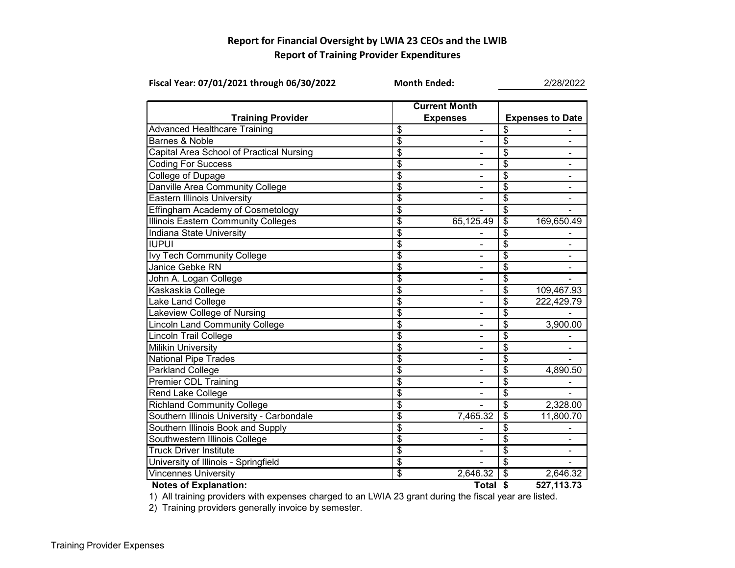# Report for Financial Oversight by LWIA 23 CEOs and the LWIB

## Report of Training Provider Expenditures

**Fiscal Year: 07/01/2021 through 06/30/2022** **Month Ended:** 2/28/2022

| Training Provider | Current Month Expenses | Expenses to Date |
|---|---|---|
| Advanced Healthcare Training | $ - | $ - |
| Barnes & Noble | $ - | $ - |
| Capital Area School of Practical Nursing | $ - | $ - |
| Coding For Success | $ - | $ - |
| College of Dupage | $ - | $ - |
| Danville Area Community College | $ - | $ - |
| Eastern Illinois University | $ - | $ - |
| Effingham Academy of Cosmetology | $ - | $ - |
| Illinois Eastern Community Colleges | $ 65,125.49 | $ 169,650.49 |
| Indiana State University | $ - | $ - |
| IUPUI | $ - | $ - |
| Ivy Tech Community College | $ - | $ - |
| Janice Gebke RN | $ - | $ - |
| John A. Logan College | $ - | $ - |
| Kaskaskia College | $ - | $ 109,467.93 |
| Lake Land College | $ - | $ 222,429.79 |
| Lakeview College of Nursing | $ - | $ - |
| Lincoln Land Community College | $ - | $ 3,900.00 |
| Lincoln Trail College | $ - | $ - |
| Milikin University | $ - | $ - |
| National Pipe Trades | $ - | $ - |
| Parkland College | $ - | $ 4,890.50 |
| Premier CDL Training | $ - | $ - |
| Rend Lake College | $ - | $ - |
| Richland Community College | $ - | $ 2,328.00 |
| Southern Illinois University - Carbondale | $ 7,465.32 | $ 11,800.70 |
| Southern Illinois Book and Supply | $ - | $ - |
| Southwestern Illinois College | $ - | $ - |
| Truck Driver Institute | $ - | $ - |
| University of Illinois - Springfield | $ - | $ - |
| Vincennes University | $ 2,646.32 | $ 2,646.32 |
| | **Total** | **$ 527,113.73** |

**Notes of Explanation:**

1) All training providers with expenses charged to an LWIA 23 grant during the fiscal year are listed.
2) Training providers generally invoice by semester.

Training Provider Expenses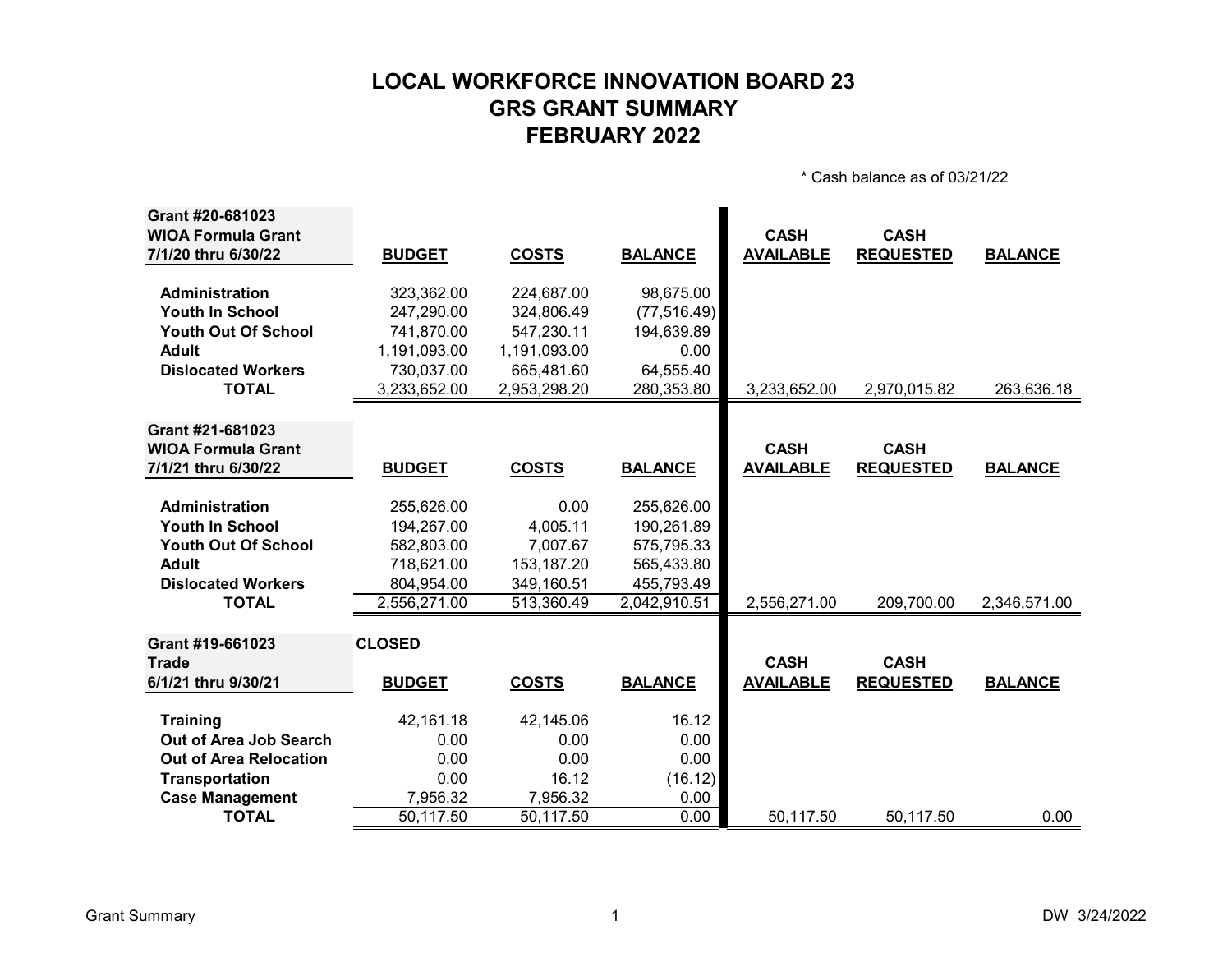# LOCAL WORKFORCE INNOVATION BOARD 23
# GRS GRANT SUMMARY
# FEBRUARY 2022

\* Cash balance as of 03/21/22

| Grant #20-681023<br>WIOA Formula Grant<br>7/1/20 thru 6/30/22 | BUDGET | COSTS | BALANCE | CASH AVAILABLE | CASH REQUESTED | BALANCE |
|---|---|---|---|---|---|---|
| **Administration** | 323,362.00 | 224,687.00 | 98,675.00 | | | |
| **Youth In School** | 247,290.00 | 324,806.49 | (77,516.49) | | | |
| **Youth Out Of School** | 741,870.00 | 547,230.11 | 194,639.89 | | | |
| **Adult** | 1,191,093.00 | 1,191,093.00 | 0.00 | | | |
| **Dislocated Workers** | 730,037.00 | 665,481.60 | 64,555.40 | | | |
| **TOTAL** | 3,233,652.00 | 2,953,298.20 | 280,353.80 | 3,233,652.00 | 2,970,015.82 | 263,636.18 |

| Grant #21-681023<br>WIOA Formula Grant<br>7/1/21 thru 6/30/22 | BUDGET | COSTS | BALANCE | CASH AVAILABLE | CASH REQUESTED | BALANCE |
|---|---|---|---|---|---|---|
| **Administration** | 255,626.00 | 0.00 | 255,626.00 | | | |
| **Youth In School** | 194,267.00 | 4,005.11 | 190,261.89 | | | |
| **Youth Out Of School** | 582,803.00 | 7,007.67 | 575,795.33 | | | |
| **Adult** | 718,621.00 | 153,187.20 | 565,433.80 | | | |
| **Dislocated Workers** | 804,954.00 | 349,160.51 | 455,793.49 | | | |
| **TOTAL** | 2,556,271.00 | 513,360.49 | 2,042,910.51 | 2,556,271.00 | 209,700.00 | 2,346,571.00 |

| Grant #19-661023<br>Trade<br>6/1/21 thru 9/30/21 | CLOSED<br>BUDGET | COSTS | BALANCE | CASH AVAILABLE | CASH REQUESTED | BALANCE |
|---|---|---|---|---|---|---|
| **Training** | 42,161.18 | 42,145.06 | 16.12 | | | |
| **Out of Area Job Search** | 0.00 | 0.00 | 0.00 | | | |
| **Out of Area Relocation** | 0.00 | 0.00 | 0.00 | | | |
| **Transportation** | 0.00 | 16.12 | (16.12) | | | |
| **Case Management** | 7,956.32 | 7,956.32 | 0.00 | | | |
| **TOTAL** | 50,117.50 | 50,117.50 | 0.00 | 50,117.50 | 50,117.50 | 0.00 |

Grant Summary DW 3/24/2022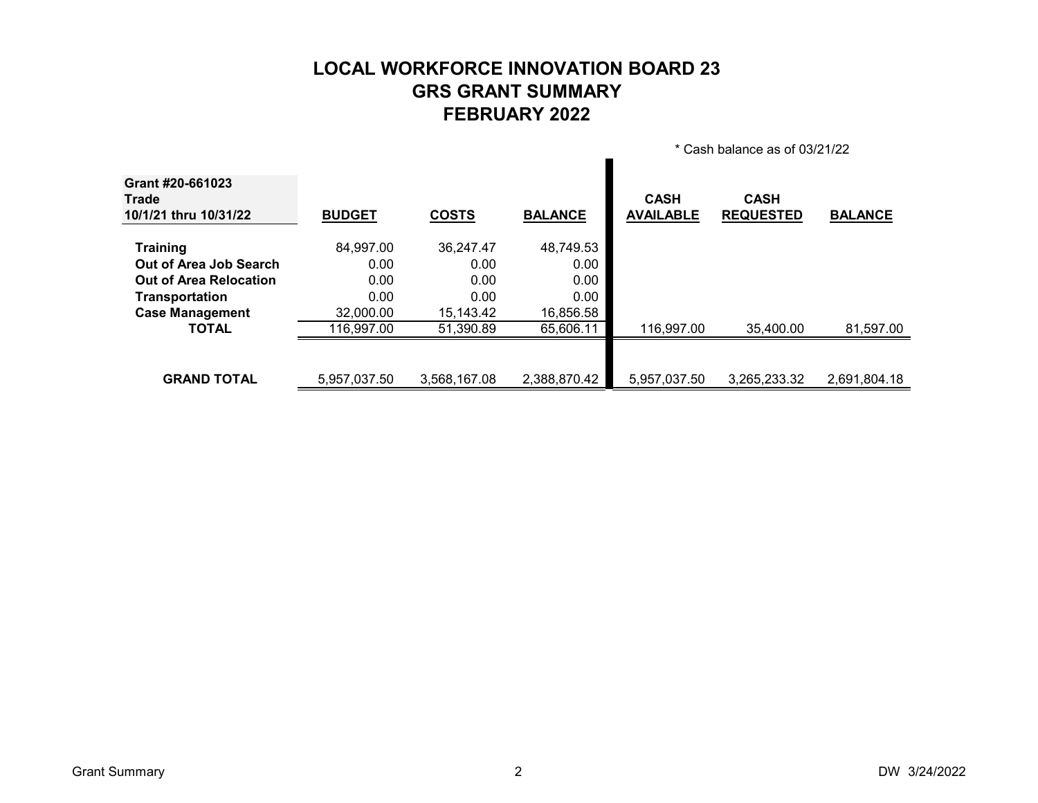# LOCAL WORKFORCE INNOVATION BOARD 23
# GRS GRANT SUMMARY
# FEBRUARY 2022

\* Cash balance as of 03/21/22

| Grant #20-661023<br>Trade<br>10/1/21 thru 10/31/22 | BUDGET | COSTS | BALANCE | CASH AVAILABLE | CASH REQUESTED | BALANCE |
|---|---|---|---|---|---|---|
| **Training** | 84,997.00 | 36,247.47 | 48,749.53 | | | |
| **Out of Area Job Search** | 0.00 | 0.00 | 0.00 | | | |
| **Out of Area Relocation** | 0.00 | 0.00 | 0.00 | | | |
| **Transportation** | 0.00 | 0.00 | 0.00 | | | |
| **Case Management** | 32,000.00 | 15,143.42 | 16,856.58 | | | |
| **TOTAL** | 116,997.00 | 51,390.89 | 65,606.11 | 116,997.00 | 35,400.00 | 81,597.00 |
| | | | | | | |
| **GRAND TOTAL** | 5,957,037.50 | 3,568,167.08 | 2,388,870.42 | 5,957,037.50 | 3,265,233.32 | 2,691,804.18 |

Grant Summary

DW 3/24/2022